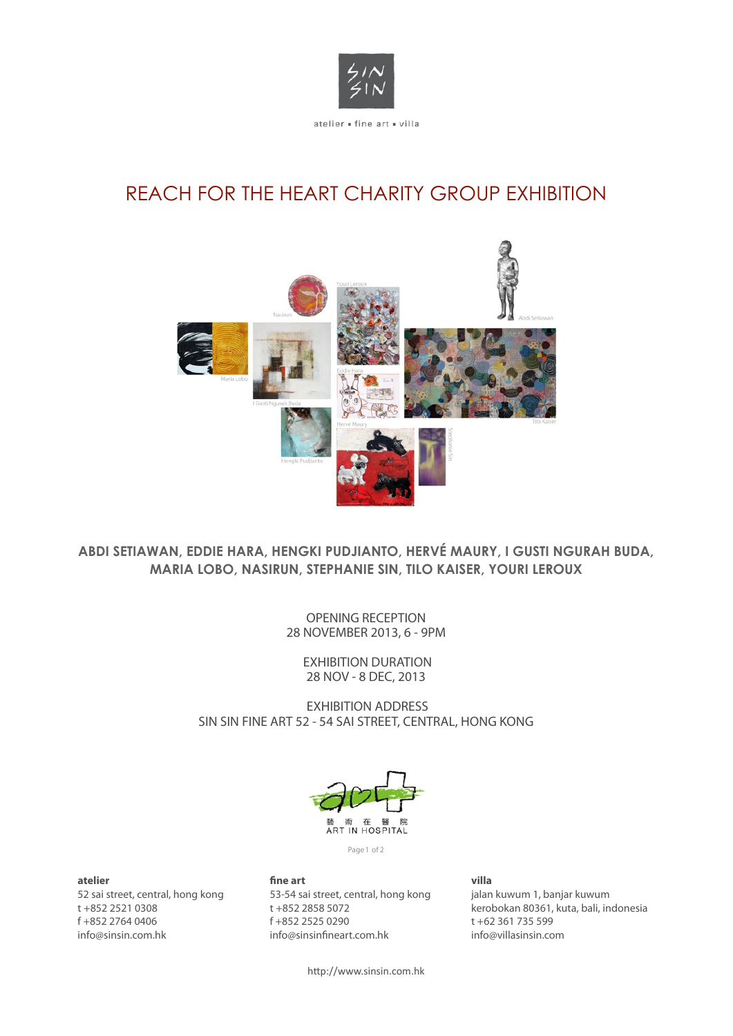atelier ▪ fine art ▪ villa

# REACH FOR THE HEART CHARITY GROUP EXHIBITION

**ABDI SETIAWAN, EDDIE HARA, HENGKI PUDJIANTO, HERVÉ MAURY, I GUSTI NGURAH BUDA, MARIA LOBO, NASIRUN, STEPHANIE SIN, TILO KAISER, YOURI LEROUX**

OPENING RECEPTION
28 NOVEMBER 2013, 6 - 9PM

EXHIBITION DURATION
28 NOV - 8 DEC, 2013

EXHIBITION ADDRESS
SIN SIN FINE ART 52 - 54 SAI STREET, CENTRAL, HONG KONG

藝 術 在 醫 院
ART IN HOSPITAL

**atelier**
52 sai street, central, hong kong
t +852 2521 0308
f +852 2764 0406
info@sinsin.com.hk

**fine art**
53-54 sai street, central, hong kong
t +852 2858 5072
f +852 2525 0290
info@sinsinfineart.com.hk

**villa**
jalan kuwum 1, banjar kuwum
kerobokan 80361, kuta, bali, indonesia
t +62 361 735 599
info@villasinsin.com

http://www.sinsin.com.hk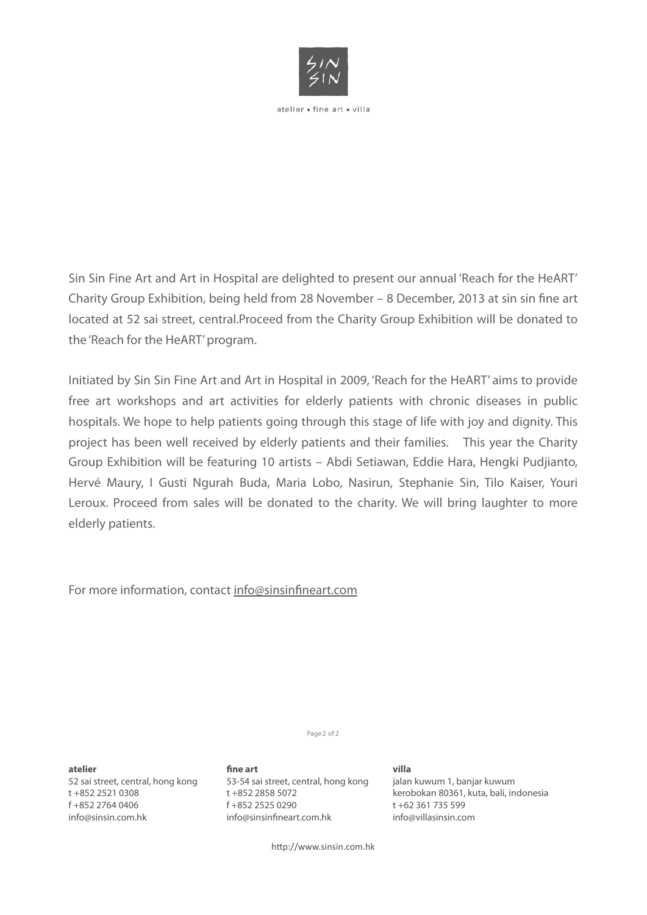Sin Sin Fine Art and Art in Hospital are delighted to present our annual 'Reach for the HeART' Charity Group Exhibition, being held from 28 November – 8 December, 2013 at sin sin fine art located at 52 sai street, central.Proceed from the Charity Group Exhibition will be donated to the 'Reach for the HeART' program.

Initiated by Sin Sin Fine Art and Art in Hospital in 2009, 'Reach for the HeART' aims to provide free art workshops and art activities for elderly patients with chronic diseases in public hospitals. We hope to help patients going through this stage of life with joy and dignity. This project has been well received by elderly patients and their families. This year the Charity Group Exhibition will be featuring 10 artists – Abdi Setiawan, Eddie Hara, Hengki Pudjianto, Hervé Maury, I Gusti Ngurah Buda, Maria Lobo, Nasirun, Stephanie Sin, Tilo Kaiser, Youri Leroux. Proceed from sales will be donated to the charity. We will bring laughter to more elderly patients.

For more information, contact info@sinsinfineart.com

**atelier**
52 sai street, central, hong kong
t +852 2521 0308
f +852 2764 0406
info@sinsin.com.hk

**fine art**
53-54 sai street, central, hong kong
t +852 2858 5072
f +852 2525 0290
info@sinsinfineart.com.hk

**villa**
jalan kuwum 1, banjar kuwum
kerobokan 80361, kuta, bali, indonesia
t +62 361 735 599
info@villasinsin.com

http://www.sinsin.com.hk